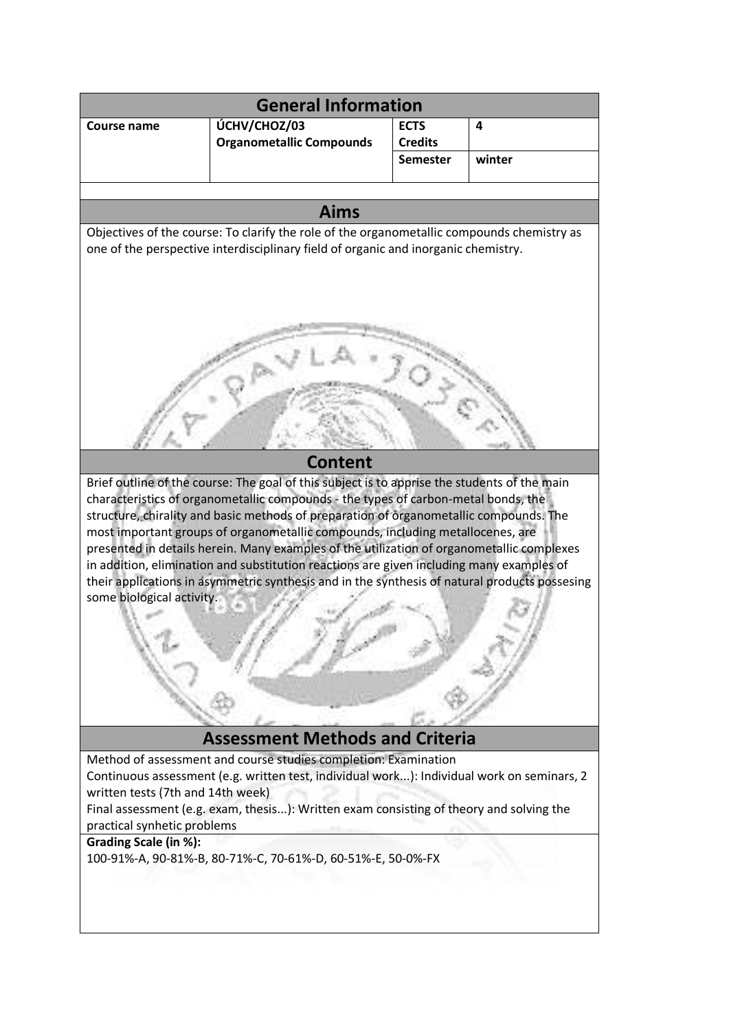## General Information

| Course name | ÚCHV/CHOZ/03 **Organometallic Compounds** | **ECTS Credits** | **4** |
| --- | --- | --- | --- |
| | | **Semester** | **winter** |

## Aims

Objectives of the course: To clarify the role of the organometallic compounds chemistry as one of the perspective interdisciplinary field of organic and inorganic chemistry.

## Content

Brief outline of the course: The goal of this subject is to apprise the students of the main characteristics of organometallic compounds - the types of carbon-metal bonds, the structure, chirality and basic methods of preparation of organometallic compounds. The most important groups of organometallic compounds, including metallocenes, are presented in details herein. Many examples of the utilization of organometallic complexes in addition, elimination and substitution reactions are given including many examples of their applications in asymmetric synthesis and in the synthesis of natural products possesing some biological activity.

## Assessment Methods and Criteria

Method of assessment and course studies completion: Examination

Continuous assessment (e.g. written test, individual work...): Individual work on seminars, 2 written tests (7th and 14th week)

Final assessment (e.g. exam, thesis...): Written exam consisting of theory and solving the practical synhetic problems

**Grading Scale (in %):**

100-91%-A, 90-81%-B, 80-71%-C, 70-61%-D, 60-51%-E, 50-0%-FX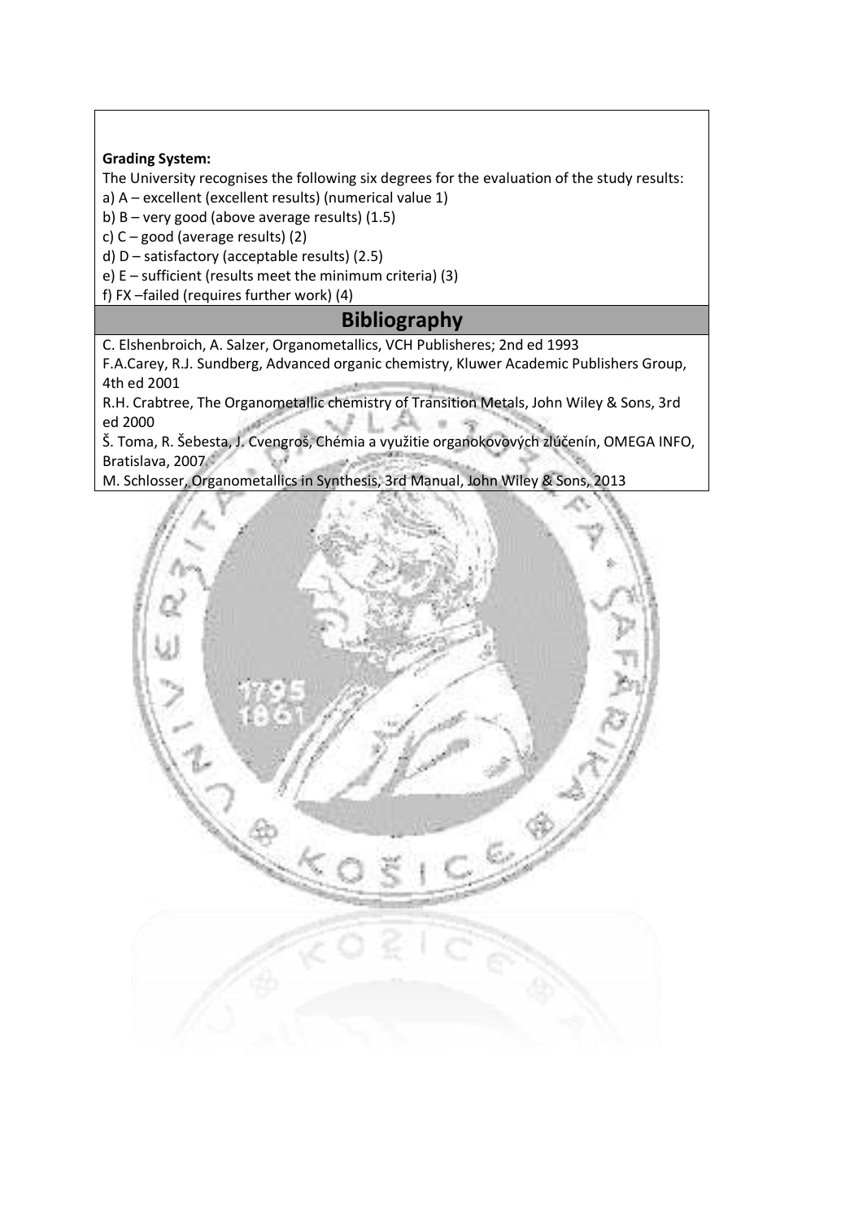**Grading System:**

The University recognises the following six degrees for the evaluation of the study results:

a) A – excellent (excellent results) (numerical value 1)
b) B – very good (above average results) (1.5)
c) C – good (average results) (2)
d) D – satisfactory (acceptable results) (2.5)
e) E – sufficient (results meet the minimum criteria) (3)
f) FX –failed (requires further work) (4)

## Bibliography

C. Elshenbroich, A. Salzer, Organometallics, VCH Publisheres; 2nd ed 1993
F.A.Carey, R.J. Sundberg, Advanced organic chemistry, Kluwer Academic Publishers Group, 4th ed 2001
R.H. Crabtree, The Organometallic chemistry of Transition Metals, John Wiley & Sons, 3rd ed 2000
Š. Toma, R. Šebesta, J. Cvengroš, Chémia a využitie organokovových zlúčenín, OMEGA INFO, Bratislava, 2007
M. Schlosser, Organometallics in Synthesis, 3rd Manual, John Wiley & Sons, 2013